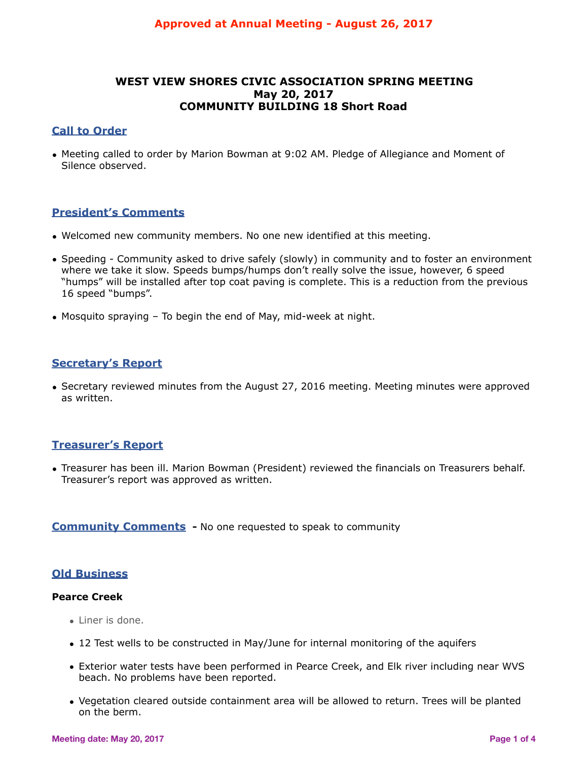**Approved at Annual Meeting - August 26, 2017**

# WEST VIEW SHORES CIVIC ASSOCIATION SPRING MEETING
## May 20, 2017
## COMMUNITY BUILDING 18 Short Road

## Call to Order

- Meeting called to order by Marion Bowman at 9:02 AM. Pledge of Allegiance and Moment of Silence observed.

## President's Comments

- Welcomed new community members. No one new identified at this meeting.
- Speeding - Community asked to drive safely (slowly) in community and to foster an environment where we take it slow. Speeds bumps/humps don't really solve the issue, however, 6 speed "humps" will be installed after top coat paving is complete. This is a reduction from the previous 16 speed "bumps".
- Mosquito spraying – To begin the end of May, mid-week at night.

## Secretary's Report

- Secretary reviewed minutes from the August 27, 2016 meeting. Meeting minutes were approved as written.

## Treasurer's Report

- Treasurer has been ill. Marion Bowman (President) reviewed the financials on Treasurers behalf. Treasurer's report was approved as written.

## Community Comments - No one requested to speak to community

## Old Business

### Pearce Creek

- Liner is done.
- 12 Test wells to be constructed in May/June for internal monitoring of the aquifers
- Exterior water tests have been performed in Pearce Creek, and Elk river including near WVS beach. No problems have been reported.
- Vegetation cleared outside containment area will be allowed to return. Trees will be planted on the berm.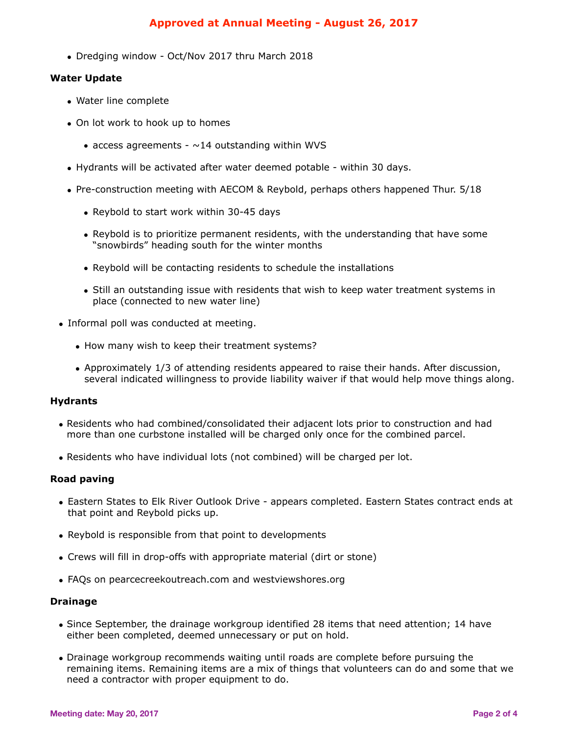- Dredging window - Oct/Nov 2017 thru March 2018

**Water Update**

- Water line complete
- On lot work to hook up to homes
  - access agreements - ~14 outstanding within WVS
- Hydrants will be activated after water deemed potable - within 30 days.
- Pre-construction meeting with AECOM & Reybold, perhaps others happened Thur. 5/18
  - Reybold to start work within 30-45 days
  - Reybold is to prioritize permanent residents, with the understanding that have some "snowbirds" heading south for the winter months
  - Reybold will be contacting residents to schedule the installations
  - Still an outstanding issue with residents that wish to keep water treatment systems in place (connected to new water line)
- Informal poll was conducted at meeting.
  - How many wish to keep their treatment systems?
  - Approximately 1/3 of attending residents appeared to raise their hands. After discussion, several indicated willingness to provide liability waiver if that would help move things along.

**Hydrants**

- Residents who had combined/consolidated their adjacent lots prior to construction and had more than one curbstone installed will be charged only once for the combined parcel.
- Residents who have individual lots (not combined) will be charged per lot.

**Road paving**

- Eastern States to Elk River Outlook Drive - appears completed. Eastern States contract ends at that point and Reybold picks up.
- Reybold is responsible from that point to developments
- Crews will fill in drop-offs with appropriate material (dirt or stone)
- FAQs on pearcecreekoutreach.com and westviewshores.org

**Drainage**

- Since September, the drainage workgroup identified 28 items that need attention; 14 have either been completed, deemed unnecessary or put on hold.
- Drainage workgroup recommends waiting until roads are complete before pursuing the remaining items. Remaining items are a mix of things that volunteers can do and some that we need a contractor with proper equipment to do.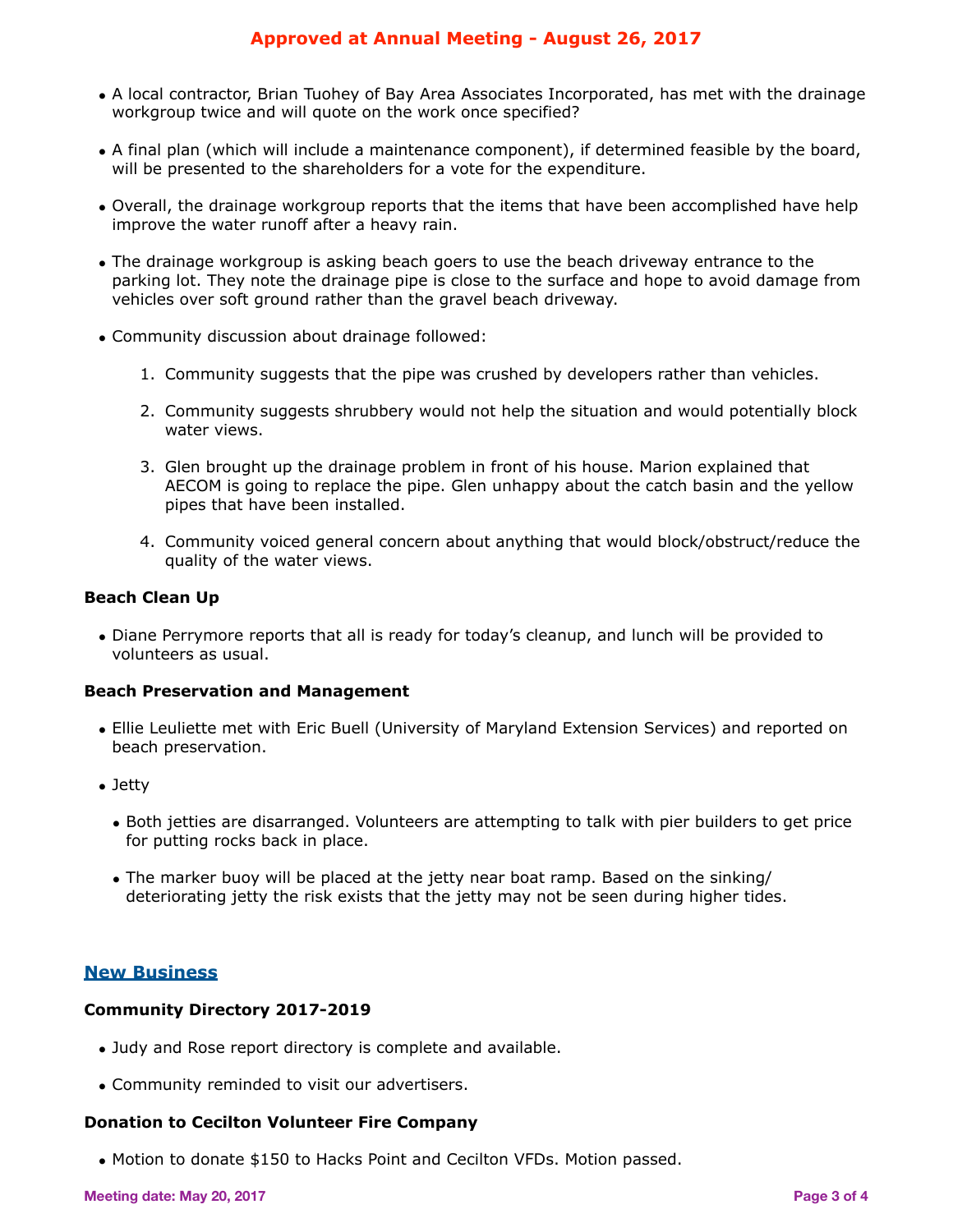**Approved at Annual Meeting - August 26, 2017**

- A local contractor, Brian Tuohey of Bay Area Associates Incorporated, has met with the drainage workgroup twice and will quote on the work once specified?
- A final plan (which will include a maintenance component), if determined feasible by the board, will be presented to the shareholders for a vote for the expenditure.
- Overall, the drainage workgroup reports that the items that have been accomplished have help improve the water runoff after a heavy rain.
- The drainage workgroup is asking beach goers to use the beach driveway entrance to the parking lot. They note the drainage pipe is close to the surface and hope to avoid damage from vehicles over soft ground rather than the gravel beach driveway.
- Community discussion about drainage followed:
    1. Community suggests that the pipe was crushed by developers rather than vehicles.
    2. Community suggests shrubbery would not help the situation and would potentially block water views.
    3. Glen brought up the drainage problem in front of his house. Marion explained that AECOM is going to replace the pipe. Glen unhappy about the catch basin and the yellow pipes that have been installed.
    4. Community voiced general concern about anything that would block/obstruct/reduce the quality of the water views.

### Beach Clean Up

- Diane Perrymore reports that all is ready for today's cleanup, and lunch will be provided to volunteers as usual.

### Beach Preservation and Management

- Ellie Leuliette met with Eric Buell (University of Maryland Extension Services) and reported on beach preservation.
- Jetty
    - Both jetties are disarranged. Volunteers are attempting to talk with pier builders to get price for putting rocks back in place.
    - The marker buoy will be placed at the jetty near boat ramp. Based on the sinking/ deteriorating jetty the risk exists that the jetty may not be seen during higher tides.

## New Business

### Community Directory 2017-2019

- Judy and Rose report directory is complete and available.
- Community reminded to visit our advertisers.

### Donation to Cecilton Volunteer Fire Company

- Motion to donate $150 to Hacks Point and Cecilton VFDs. Motion passed.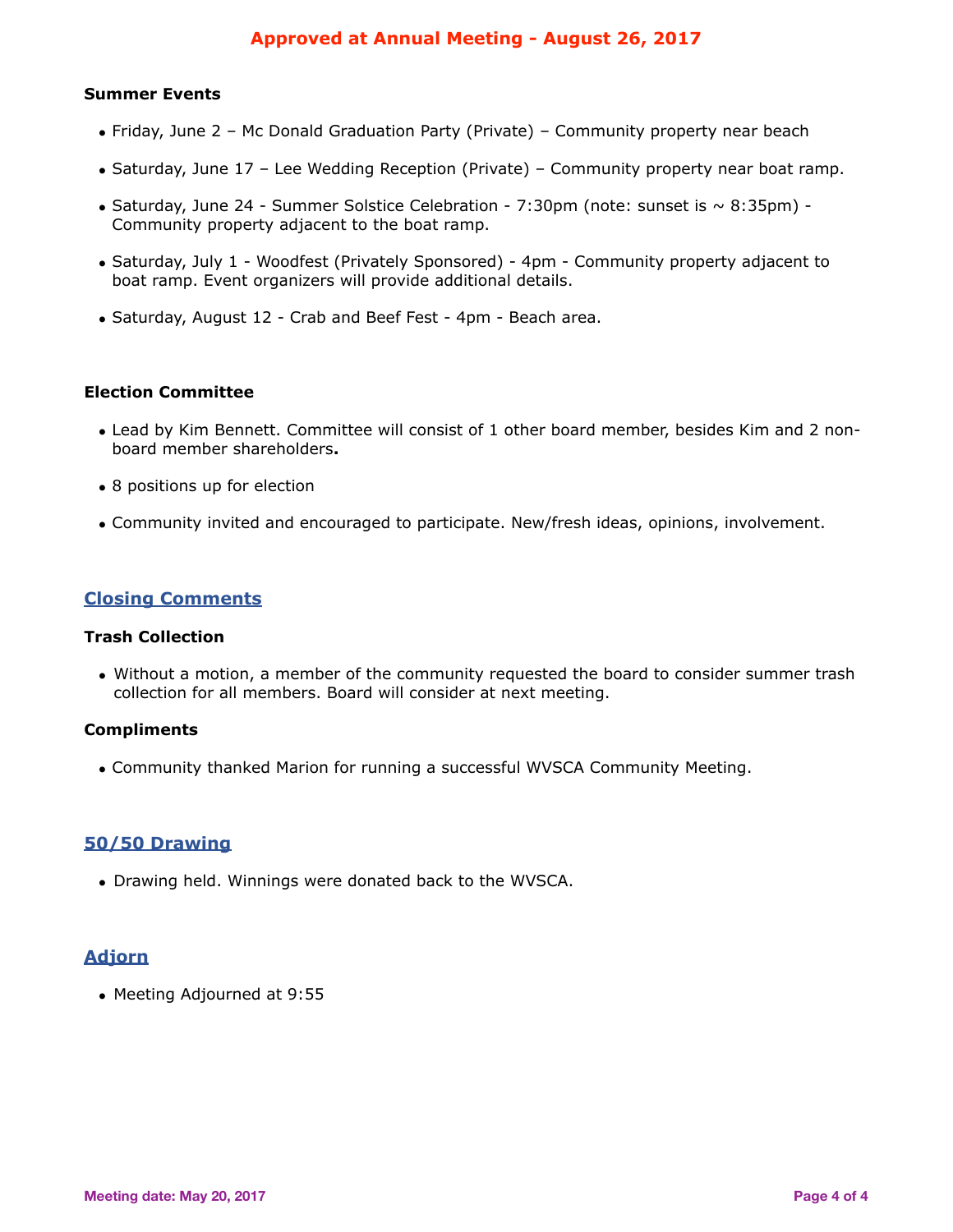**Approved at Annual Meeting - August 26, 2017**

**Summer Events**

- Friday, June 2 – Mc Donald Graduation Party (Private) – Community property near beach
- Saturday, June 17 – Lee Wedding Reception (Private) – Community property near boat ramp.
- Saturday, June 24 - Summer Solstice Celebration - 7:30pm (note: sunset is ~ 8:35pm) - Community property adjacent to the boat ramp.
- Saturday, July 1 - Woodfest (Privately Sponsored) - 4pm - Community property adjacent to boat ramp. Event organizers will provide additional details.
- Saturday, August 12 - Crab and Beef Fest - 4pm - Beach area.

**Election Committee**

- Lead by Kim Bennett. Committee will consist of 1 other board member, besides Kim and 2 non-board member shareholders**.**
- 8 positions up for election
- Community invited and encouraged to participate. New/fresh ideas, opinions, involvement.

## Closing Comments

**Trash Collection**

- Without a motion, a member of the community requested the board to consider summer trash collection for all members. Board will consider at next meeting.

**Compliments**

- Community thanked Marion for running a successful WVSCA Community Meeting.

## 50/50 Drawing

- Drawing held. Winnings were donated back to the WVSCA.

## Adjorn

- Meeting Adjourned at 9:55

Meeting date: May 20, 2017